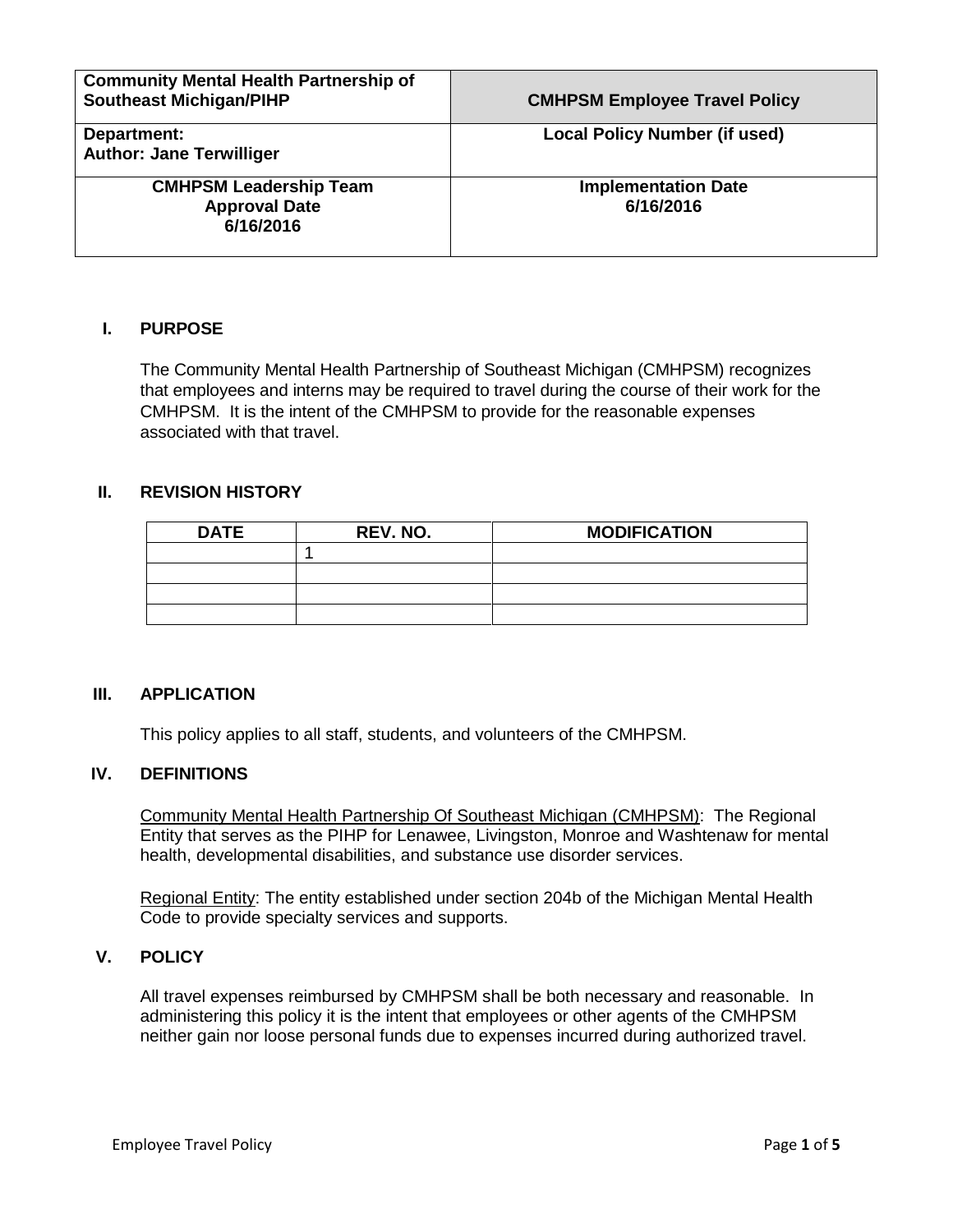| **Community Mental Health Partnership of Southeast Michigan/PIHP** | **CMHPSM Employee Travel Policy** |
|---|---|
| **Department:**<br>**Author: Jane Terwilliger** | **Local Policy Number (if used)** |
| **CMHPSM Leadership Team Approval Date 6/16/2016** | **Implementation Date 6/16/2016** |

## I. PURPOSE

The Community Mental Health Partnership of Southeast Michigan (CMHPSM) recognizes that employees and interns may be required to travel during the course of their work for the CMHPSM. It is the intent of the CMHPSM to provide for the reasonable expenses associated with that travel.

## II. REVISION HISTORY

| DATE | REV. NO. | MODIFICATION |
|---|---|---|
| | 1 | |
| | | |
| | | |
| | | |

## III. APPLICATION

This policy applies to all staff, students, and volunteers of the CMHPSM.

## IV. DEFINITIONS

Community Mental Health Partnership Of Southeast Michigan (CMHPSM): The Regional Entity that serves as the PIHP for Lenawee, Livingston, Monroe and Washtenaw for mental health, developmental disabilities, and substance use disorder services.

Regional Entity: The entity established under section 204b of the Michigan Mental Health Code to provide specialty services and supports.

## V. POLICY

All travel expenses reimbursed by CMHPSM shall be both necessary and reasonable. In administering this policy it is the intent that employees or other agents of the CMHPSM neither gain nor loose personal funds due to expenses incurred during authorized travel.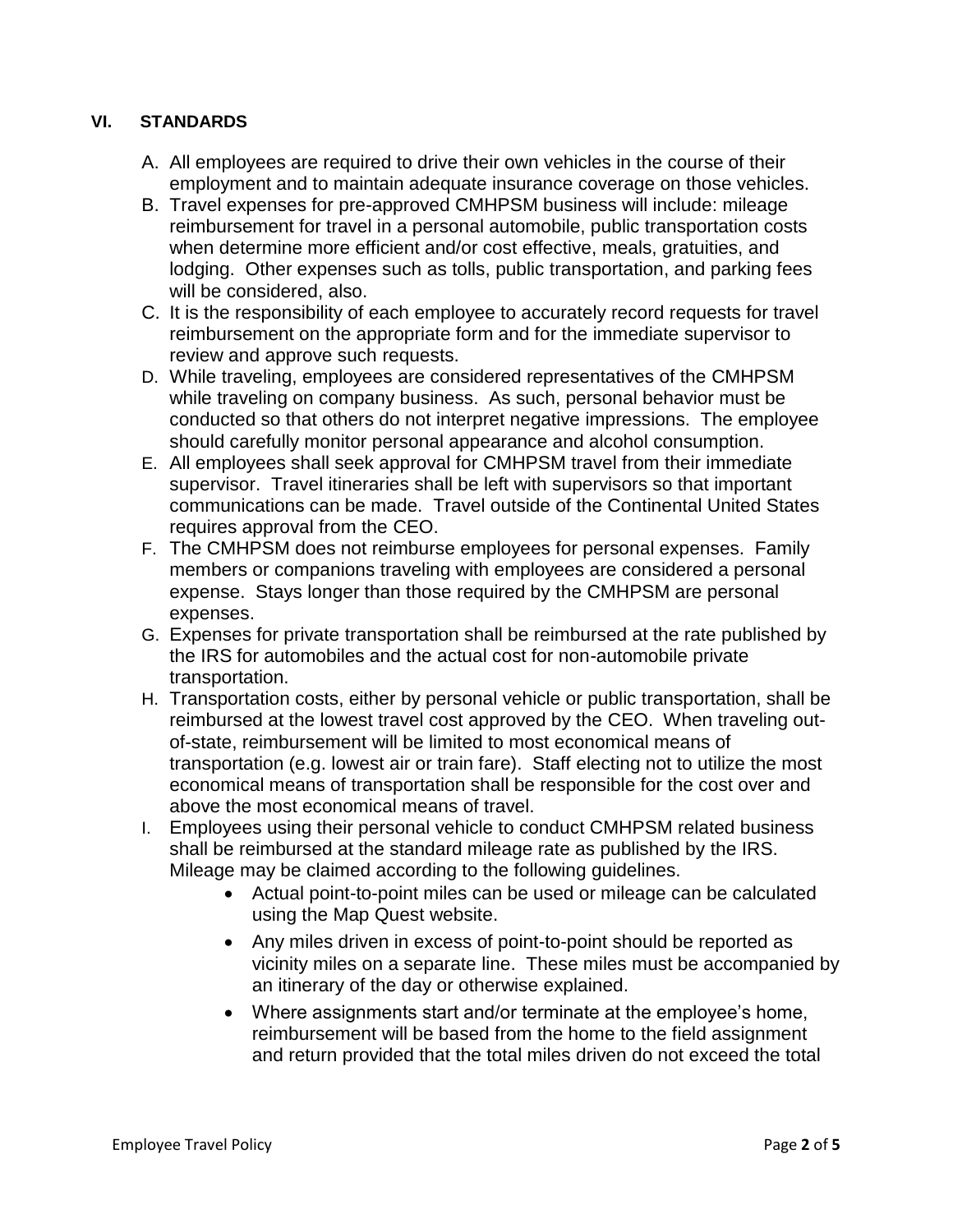## VI. STANDARDS

A. All employees are required to drive their own vehicles in the course of their employment and to maintain adequate insurance coverage on those vehicles.
B. Travel expenses for pre-approved CMHPSM business will include: mileage reimbursement for travel in a personal automobile, public transportation costs when determine more efficient and/or cost effective, meals, gratuities, and lodging. Other expenses such as tolls, public transportation, and parking fees will be considered, also.
C. It is the responsibility of each employee to accurately record requests for travel reimbursement on the appropriate form and for the immediate supervisor to review and approve such requests.
D. While traveling, employees are considered representatives of the CMHPSM while traveling on company business. As such, personal behavior must be conducted so that others do not interpret negative impressions. The employee should carefully monitor personal appearance and alcohol consumption.
E. All employees shall seek approval for CMHPSM travel from their immediate supervisor. Travel itineraries shall be left with supervisors so that important communications can be made. Travel outside of the Continental United States requires approval from the CEO.
F. The CMHPSM does not reimburse employees for personal expenses. Family members or companions traveling with employees are considered a personal expense. Stays longer than those required by the CMHPSM are personal expenses.
G. Expenses for private transportation shall be reimbursed at the rate published by the IRS for automobiles and the actual cost for non-automobile private transportation.
H. Transportation costs, either by personal vehicle or public transportation, shall be reimbursed at the lowest travel cost approved by the CEO. When traveling out-of-state, reimbursement will be limited to most economical means of transportation (e.g. lowest air or train fare). Staff electing not to utilize the most economical means of transportation shall be responsible for the cost over and above the most economical means of travel.
I. Employees using their personal vehicle to conduct CMHPSM related business shall be reimbursed at the standard mileage rate as published by the IRS. Mileage may be claimed according to the following guidelines.
    - Actual point-to-point miles can be used or mileage can be calculated using the Map Quest website.
    - Any miles driven in excess of point-to-point should be reported as vicinity miles on a separate line. These miles must be accompanied by an itinerary of the day or otherwise explained.
    - Where assignments start and/or terminate at the employee's home, reimbursement will be based from the home to the field assignment and return provided that the total miles driven do not exceed the total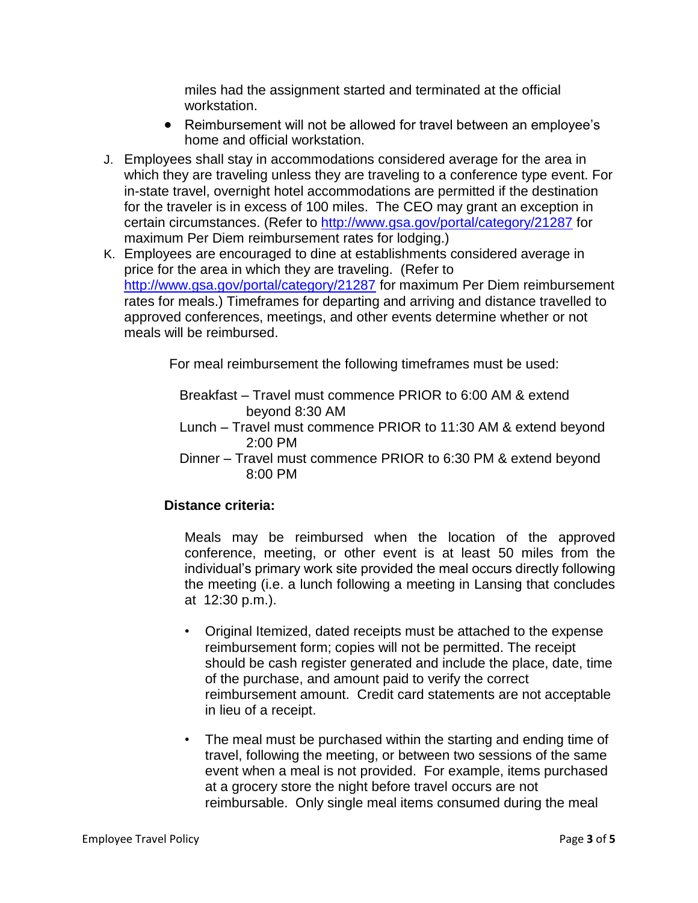miles had the assignment started and terminated at the official workstation.

- Reimbursement will not be allowed for travel between an employee's home and official workstation.

J. Employees shall stay in accommodations considered average for the area in which they are traveling unless they are traveling to a conference type event. For in-state travel, overnight hotel accommodations are permitted if the destination for the traveler is in excess of 100 miles. The CEO may grant an exception in certain circumstances. (Refer to http://www.gsa.gov/portal/category/21287 for maximum Per Diem reimbursement rates for lodging.)

K. Employees are encouraged to dine at establishments considered average in price for the area in which they are traveling. (Refer to http://www.gsa.gov/portal/category/21287 for maximum Per Diem reimbursement rates for meals.) Timeframes for departing and arriving and distance travelled to approved conferences, meetings, and other events determine whether or not meals will be reimbursed.

For meal reimbursement the following timeframes must be used:

Breakfast – Travel must commence PRIOR to 6:00 AM & extend beyond 8:30 AM

Lunch – Travel must commence PRIOR to 11:30 AM & extend beyond 2:00 PM

Dinner – Travel must commence PRIOR to 6:30 PM & extend beyond 8:00 PM

**Distance criteria:**

Meals may be reimbursed when the location of the approved conference, meeting, or other event is at least 50 miles from the individual's primary work site provided the meal occurs directly following the meeting (i.e. a lunch following a meeting in Lansing that concludes at 12:30 p.m.).

- Original Itemized, dated receipts must be attached to the expense reimbursement form; copies will not be permitted. The receipt should be cash register generated and include the place, date, time of the purchase, and amount paid to verify the correct reimbursement amount. Credit card statements are not acceptable in lieu of a receipt.

- The meal must be purchased within the starting and ending time of travel, following the meeting, or between two sessions of the same event when a meal is not provided. For example, items purchased at a grocery store the night before travel occurs are not reimbursable. Only single meal items consumed during the meal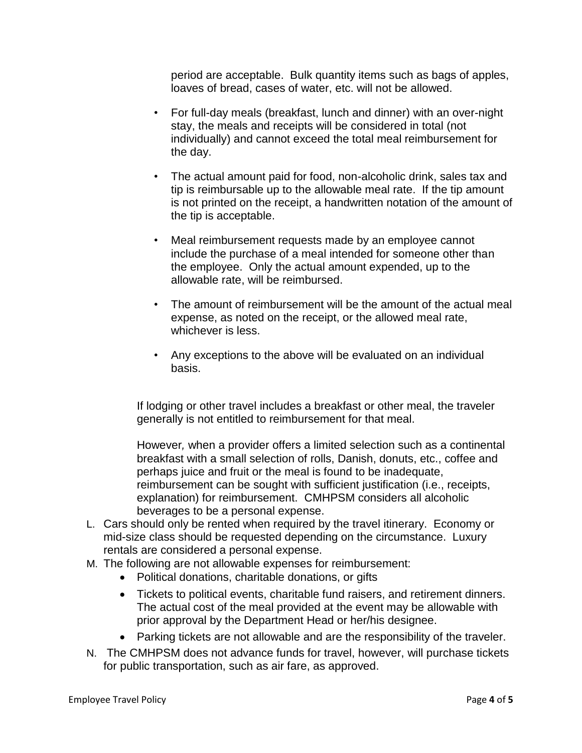period are acceptable. Bulk quantity items such as bags of apples, loaves of bread, cases of water, etc. will not be allowed.

- For full-day meals (breakfast, lunch and dinner) with an over-night stay, the meals and receipts will be considered in total (not individually) and cannot exceed the total meal reimbursement for the day.

- The actual amount paid for food, non-alcoholic drink, sales tax and tip is reimbursable up to the allowable meal rate. If the tip amount is not printed on the receipt, a handwritten notation of the amount of the tip is acceptable.

- Meal reimbursement requests made by an employee cannot include the purchase of a meal intended for someone other than the employee. Only the actual amount expended, up to the allowable rate, will be reimbursed.

- The amount of reimbursement will be the amount of the actual meal expense, as noted on the receipt, or the allowed meal rate, whichever is less.

- Any exceptions to the above will be evaluated on an individual basis.

If lodging or other travel includes a breakfast or other meal, the traveler generally is not entitled to reimbursement for that meal.

However*,* when a provider offers a limited selection such as a continental breakfast with a small selection of rolls, Danish, donuts, etc., coffee and perhaps juice and fruit or the meal is found to be inadequate, reimbursement can be sought with sufficient justification (i.e., receipts, explanation) for reimbursement. CMHPSM considers all alcoholic beverages to be a personal expense.

L. Cars should only be rented when required by the travel itinerary. Economy or mid-size class should be requested depending on the circumstance. Luxury rentals are considered a personal expense.

M. The following are not allowable expenses for reimbursement:
   - Political donations, charitable donations, or gifts
   - Tickets to political events, charitable fund raisers, and retirement dinners. The actual cost of the meal provided at the event may be allowable with prior approval by the Department Head or her/his designee.
   - Parking tickets are not allowable and are the responsibility of the traveler.

N. The CMHPSM does not advance funds for travel, however, will purchase tickets for public transportation, such as air fare, as approved.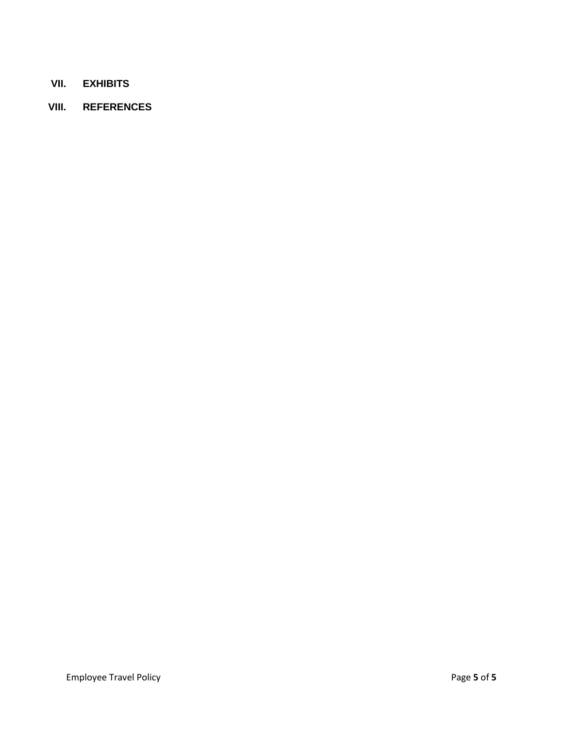## VII. EXHIBITS

## VIII. REFERENCES